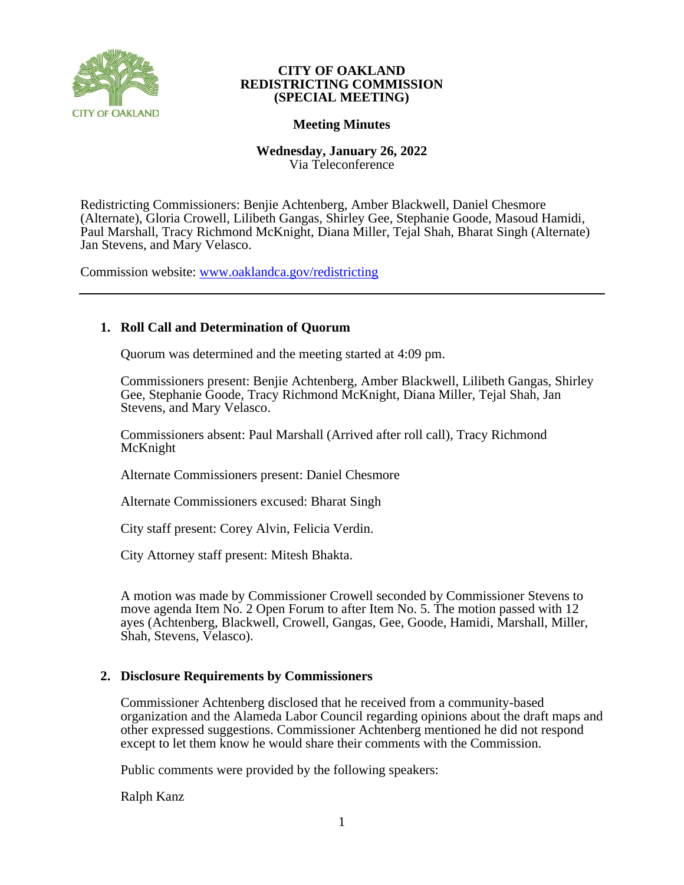**CITY OF OAKLAND**
**REDISTRICTING COMMISSION**
**(SPECIAL MEETING)**

**Meeting Minutes**

**Wednesday, January 26, 2022**
Via Teleconference

Redistricting Commissioners: Benjie Achtenberg, Amber Blackwell, Daniel Chesmore (Alternate), Gloria Crowell, Lilibeth Gangas, Shirley Gee, Stephanie Goode, Masoud Hamidi, Paul Marshall, Tracy Richmond McKnight, Diana Miller, Tejal Shah, Bharat Singh (Alternate) Jan Stevens, and Mary Velasco.

Commission website: www.oaklandca.gov/redistricting

---

## 1. Roll Call and Determination of Quorum

Quorum was determined and the meeting started at 4:09 pm.

Commissioners present: Benjie Achtenberg, Amber Blackwell, Lilibeth Gangas, Shirley Gee, Stephanie Goode, Tracy Richmond McKnight, Diana Miller, Tejal Shah, Jan Stevens, and Mary Velasco.

Commissioners absent: Paul Marshall (Arrived after roll call), Tracy Richmond McKnight

Alternate Commissioners present: Daniel Chesmore

Alternate Commissioners excused: Bharat Singh

City staff present: Corey Alvin, Felicia Verdin.

City Attorney staff present: Mitesh Bhakta.

A motion was made by Commissioner Crowell seconded by Commissioner Stevens to move agenda Item No. 2 Open Forum to after Item No. 5. The motion passed with 12 ayes (Achtenberg, Blackwell, Crowell, Gangas, Gee, Goode, Hamidi, Marshall, Miller, Shah, Stevens, Velasco).

## 2. Disclosure Requirements by Commissioners

Commissioner Achtenberg disclosed that he received from a community-based organization and the Alameda Labor Council regarding opinions about the draft maps and other expressed suggestions. Commissioner Achtenberg mentioned he did not respond except to let them know he would share their comments with the Commission.

Public comments were provided by the following speakers:

Ralph Kanz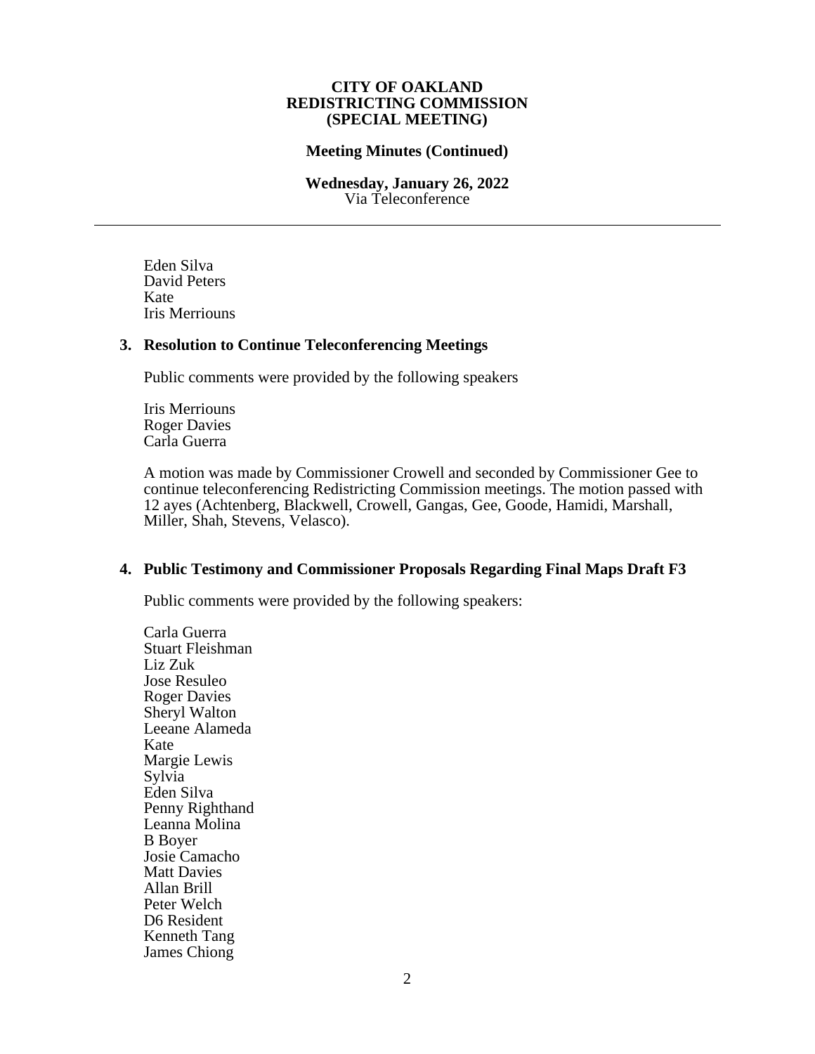**CITY OF OAKLAND**
**REDISTRICTING COMMISSION**
**(SPECIAL MEETING)**

**Meeting Minutes (Continued)**

**Wednesday, January 26, 2022**
Via Teleconference

---

Eden Silva
David Peters
Kate
Iris Merriouns

## 3. Resolution to Continue Teleconferencing Meetings

Public comments were provided by the following speakers

Iris Merriouns
Roger Davies
Carla Guerra

A motion was made by Commissioner Crowell and seconded by Commissioner Gee to continue teleconferencing Redistricting Commission meetings. The motion passed with 12 ayes (Achtenberg, Blackwell, Crowell, Gangas, Gee, Goode, Hamidi, Marshall, Miller, Shah, Stevens, Velasco).

## 4. Public Testimony and Commissioner Proposals Regarding Final Maps Draft F3

Public comments were provided by the following speakers:

Carla Guerra
Stuart Fleishman
Liz Zuk
Jose Resuleo
Roger Davies
Sheryl Walton
Leeane Alameda
Kate
Margie Lewis
Sylvia
Eden Silva
Penny Righthand
Leanna Molina
B Boyer
Josie Camacho
Matt Davies
Allan Brill
Peter Welch
D6 Resident
Kenneth Tang
James Chiong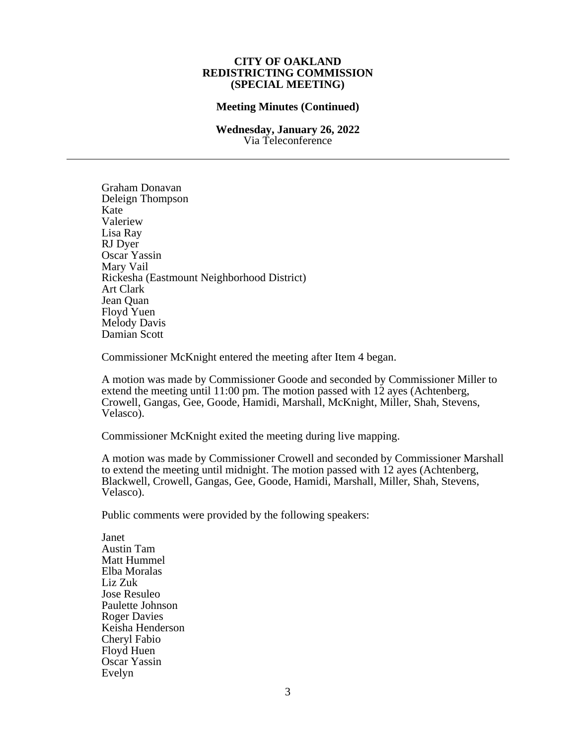**CITY OF OAKLAND**
**REDISTRICTING COMMISSION**
**(SPECIAL MEETING)**

**Meeting Minutes (Continued)**

**Wednesday, January 26, 2022**
Via Teleconference

---

Graham Donavan
Deleign Thompson
Kate
Valeriew
Lisa Ray
RJ Dyer
Oscar Yassin
Mary Vail
Rickesha (Eastmount Neighborhood District)
Art Clark
Jean Quan
Floyd Yuen
Melody Davis
Damian Scott

Commissioner McKnight entered the meeting after Item 4 began.

A motion was made by Commissioner Goode and seconded by Commissioner Miller to extend the meeting until 11:00 pm. The motion passed with 12 ayes (Achtenberg, Crowell, Gangas, Gee, Goode, Hamidi, Marshall, McKnight, Miller, Shah, Stevens, Velasco).

Commissioner McKnight exited the meeting during live mapping.

A motion was made by Commissioner Crowell and seconded by Commissioner Marshall to extend the meeting until midnight. The motion passed with 12 ayes (Achtenberg, Blackwell, Crowell, Gangas, Gee, Goode, Hamidi, Marshall, Miller, Shah, Stevens, Velasco).

Public comments were provided by the following speakers:

Janet
Austin Tam
Matt Hummel
Elba Moralas
Liz Zuk
Jose Resuleo
Paulette Johnson
Roger Davies
Keisha Henderson
Cheryl Fabio
Floyd Huen
Oscar Yassin
Evelyn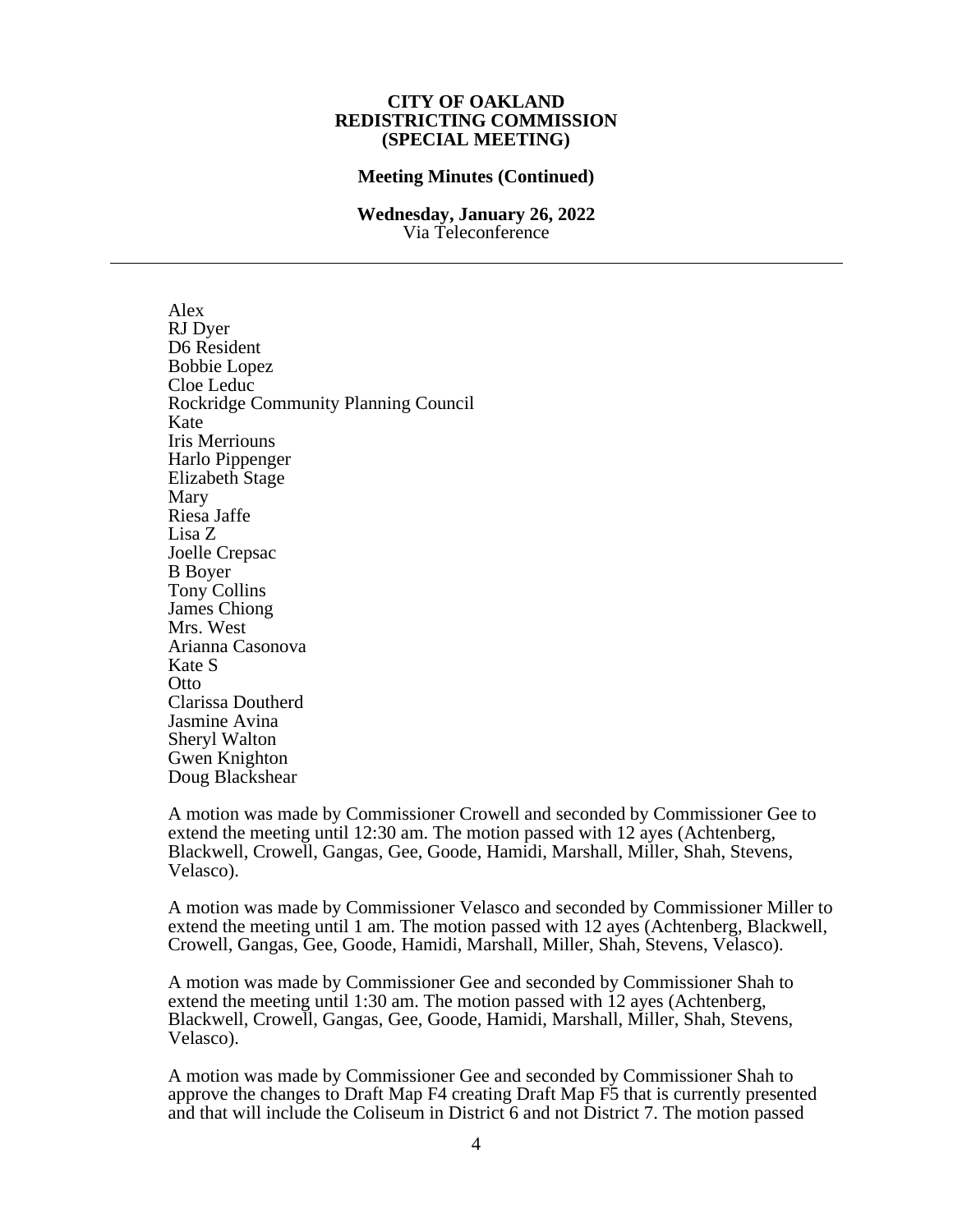**CITY OF OAKLAND**
**REDISTRICTING COMMISSION**
**(SPECIAL MEETING)**

**Meeting Minutes (Continued)**

**Wednesday, January 26, 2022**
Via Teleconference

---

Alex
RJ Dyer
D6 Resident
Bobbie Lopez
Cloe Leduc
Rockridge Community Planning Council
Kate
Iris Merriouns
Harlo Pippenger
Elizabeth Stage
Mary
Riesa Jaffe
Lisa Z
Joelle Crepsac
B Boyer
Tony Collins
James Chiong
Mrs. West
Arianna Casonova
Kate S
Otto
Clarissa Doutherd
Jasmine Avina
Sheryl Walton
Gwen Knighton
Doug Blackshear

A motion was made by Commissioner Crowell and seconded by Commissioner Gee to extend the meeting until 12:30 am. The motion passed with 12 ayes (Achtenberg, Blackwell, Crowell, Gangas, Gee, Goode, Hamidi, Marshall, Miller, Shah, Stevens, Velasco).

A motion was made by Commissioner Velasco and seconded by Commissioner Miller to extend the meeting until 1 am. The motion passed with 12 ayes (Achtenberg, Blackwell, Crowell, Gangas, Gee, Goode, Hamidi, Marshall, Miller, Shah, Stevens, Velasco).

A motion was made by Commissioner Gee and seconded by Commissioner Shah to extend the meeting until 1:30 am. The motion passed with 12 ayes (Achtenberg, Blackwell, Crowell, Gangas, Gee, Goode, Hamidi, Marshall, Miller, Shah, Stevens, Velasco).

A motion was made by Commissioner Gee and seconded by Commissioner Shah to approve the changes to Draft Map F4 creating Draft Map F5 that is currently presented and that will include the Coliseum in District 6 and not District 7. The motion passed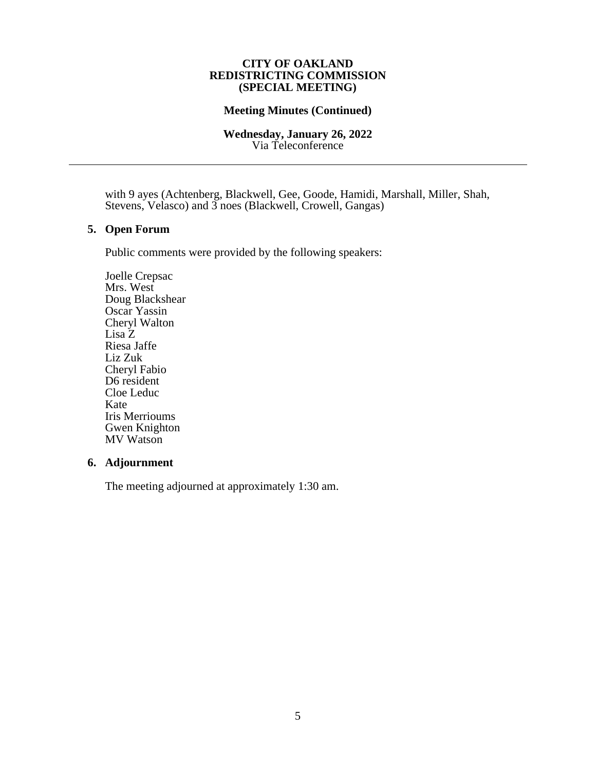**CITY OF OAKLAND**
**REDISTRICTING COMMISSION**
**(SPECIAL MEETING)**

**Meeting Minutes (Continued)**

**Wednesday, January 26, 2022**
Via Teleconference

---

with 9 ayes (Achtenberg, Blackwell, Gee, Goode, Hamidi, Marshall, Miller, Shah, Stevens, Velasco) and 3 noes (Blackwell, Crowell, Gangas)

## 5. Open Forum

Public comments were provided by the following speakers:

Joelle Crepsac
Mrs. West
Doug Blackshear
Oscar Yassin
Cheryl Walton
Lisa Z
Riesa Jaffe
Liz Zuk
Cheryl Fabio
D6 resident
Cloe Leduc
Kate
Iris Merrioums
Gwen Knighton
MV Watson

## 6. Adjournment

The meeting adjourned at approximately 1:30 am.